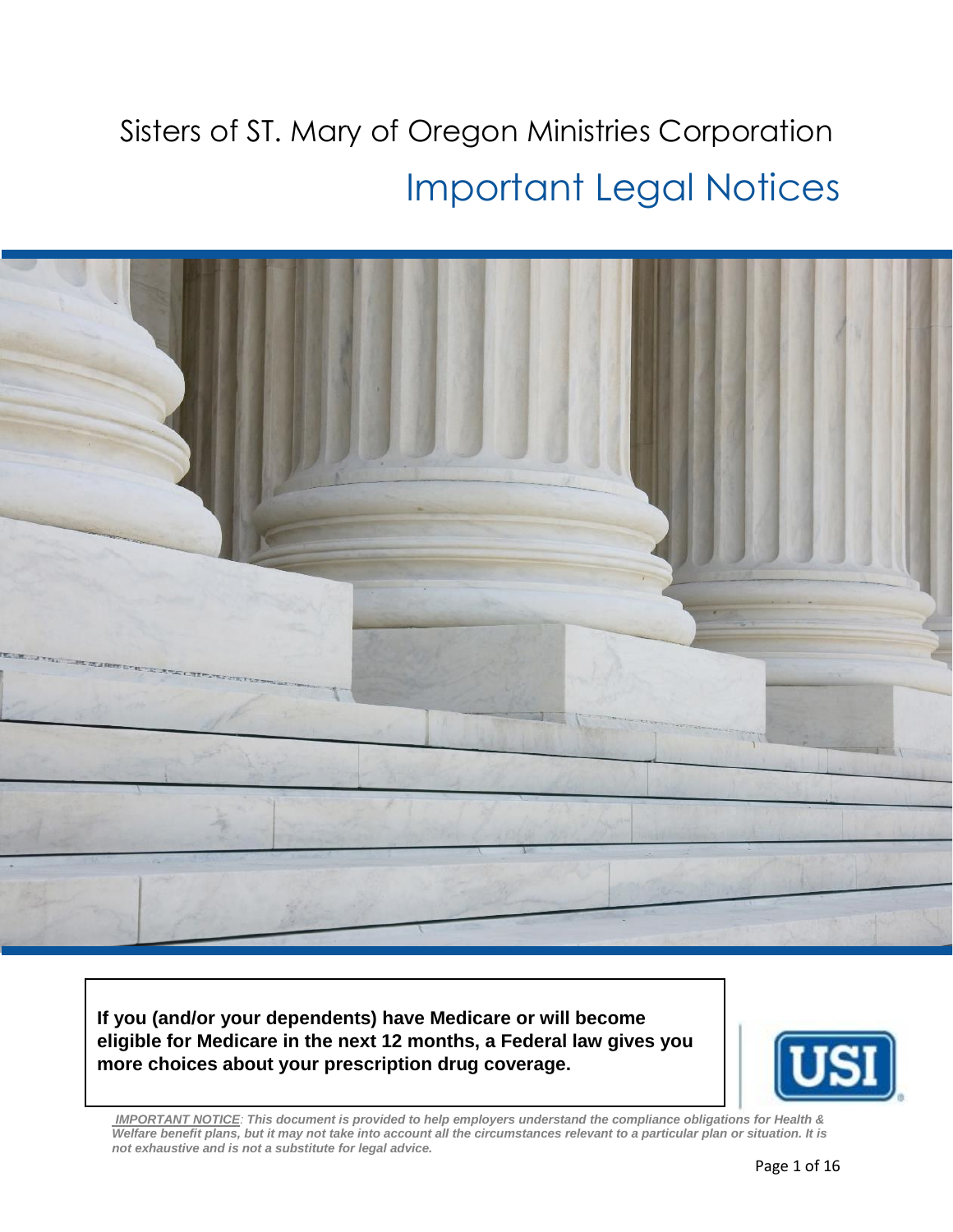# Sisters of ST. Mary of Oregon Ministries Corporation

## Important Legal Notices

**If you (and/or your dependents) have Medicare or will become eligible for Medicare in the next 12 months, a Federal law gives you more choices about your prescription drug coverage.**

***IMPORTANT NOTICE**: This document is provided to help employers understand the compliance obligations for Health & Welfare benefit plans, but it may not take into account all the circumstances relevant to a particular plan or situation. It is not exhaustive and is not a substitute for legal advice.*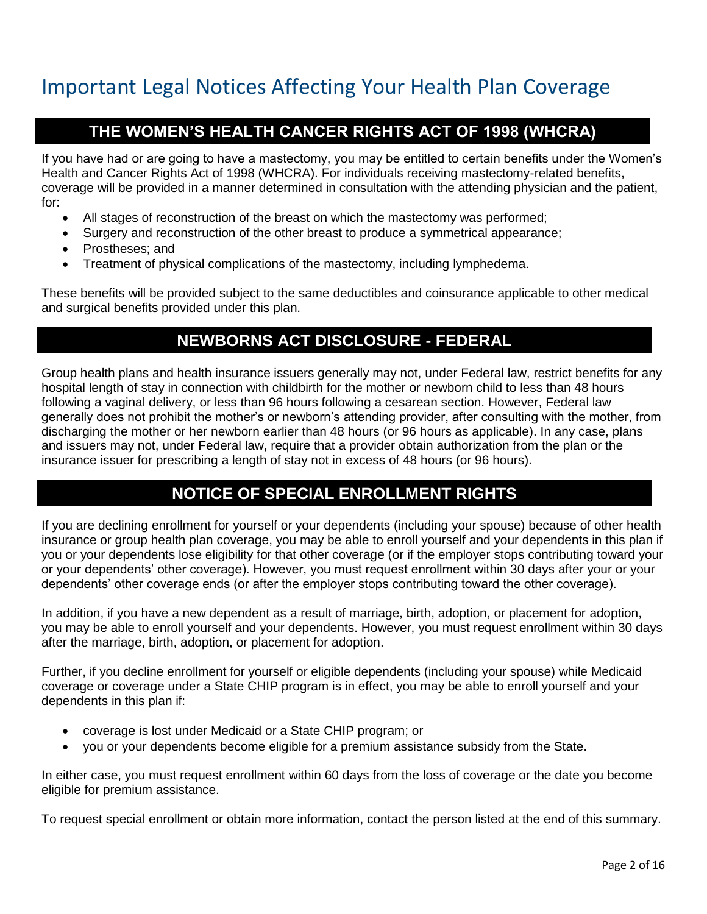# Important Legal Notices Affecting Your Health Plan Coverage

## THE WOMEN'S HEALTH CANCER RIGHTS ACT OF 1998 (WHCRA)

If you have had or are going to have a mastectomy, you may be entitled to certain benefits under the Women's Health and Cancer Rights Act of 1998 (WHCRA). For individuals receiving mastectomy-related benefits, coverage will be provided in a manner determined in consultation with the attending physician and the patient, for:

- All stages of reconstruction of the breast on which the mastectomy was performed;
- Surgery and reconstruction of the other breast to produce a symmetrical appearance;
- Prostheses; and
- Treatment of physical complications of the mastectomy, including lymphedema.

These benefits will be provided subject to the same deductibles and coinsurance applicable to other medical and surgical benefits provided under this plan.

## NEWBORNS ACT DISCLOSURE - FEDERAL

Group health plans and health insurance issuers generally may not, under Federal law, restrict benefits for any hospital length of stay in connection with childbirth for the mother or newborn child to less than 48 hours following a vaginal delivery, or less than 96 hours following a cesarean section. However, Federal law generally does not prohibit the mother's or newborn's attending provider, after consulting with the mother, from discharging the mother or her newborn earlier than 48 hours (or 96 hours as applicable). In any case, plans and issuers may not, under Federal law, require that a provider obtain authorization from the plan or the insurance issuer for prescribing a length of stay not in excess of 48 hours (or 96 hours).

## NOTICE OF SPECIAL ENROLLMENT RIGHTS

If you are declining enrollment for yourself or your dependents (including your spouse) because of other health insurance or group health plan coverage, you may be able to enroll yourself and your dependents in this plan if you or your dependents lose eligibility for that other coverage (or if the employer stops contributing toward your or your dependents' other coverage). However, you must request enrollment within 30 days after your or your dependents' other coverage ends (or after the employer stops contributing toward the other coverage).

In addition, if you have a new dependent as a result of marriage, birth, adoption, or placement for adoption, you may be able to enroll yourself and your dependents. However, you must request enrollment within 30 days after the marriage, birth, adoption, or placement for adoption.

Further, if you decline enrollment for yourself or eligible dependents (including your spouse) while Medicaid coverage or coverage under a State CHIP program is in effect, you may be able to enroll yourself and your dependents in this plan if:

- coverage is lost under Medicaid or a State CHIP program; or
- you or your dependents become eligible for a premium assistance subsidy from the State.

In either case, you must request enrollment within 60 days from the loss of coverage or the date you become eligible for premium assistance.

To request special enrollment or obtain more information, contact the person listed at the end of this summary.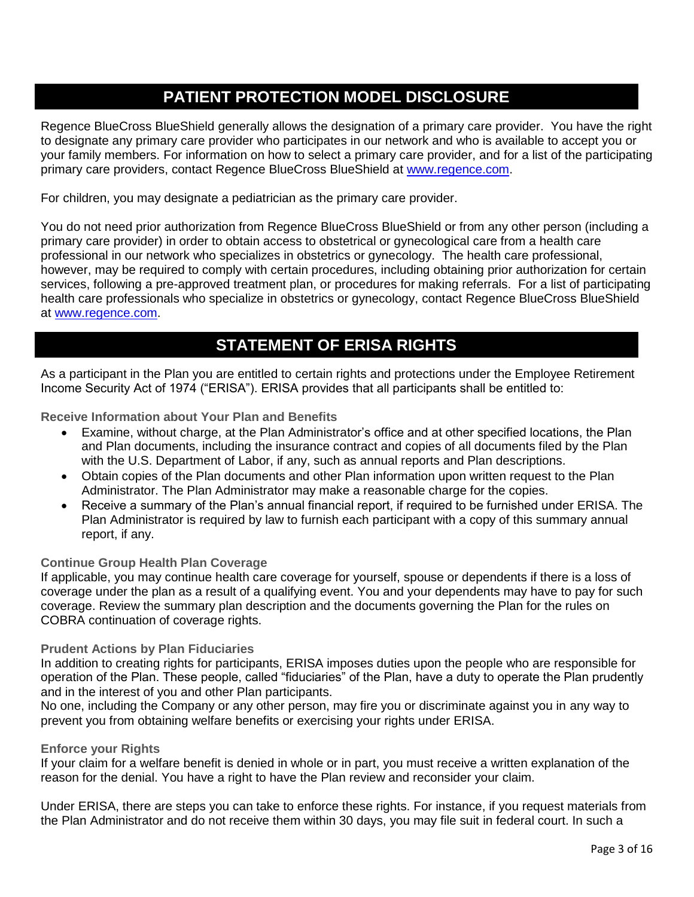# PATIENT PROTECTION MODEL DISCLOSURE

Regence BlueCross BlueShield generally allows the designation of a primary care provider. You have the right to designate any primary care provider who participates in our network and who is available to accept you or your family members. For information on how to select a primary care provider, and for a list of the participating primary care providers, contact Regence BlueCross BlueShield at [www.regence.com](http://www.regence.com).

For children, you may designate a pediatrician as the primary care provider.

You do not need prior authorization from Regence BlueCross BlueShield or from any other person (including a primary care provider) in order to obtain access to obstetrical or gynecological care from a health care professional in our network who specializes in obstetrics or gynecology. The health care professional, however, may be required to comply with certain procedures, including obtaining prior authorization for certain services, following a pre-approved treatment plan, or procedures for making referrals. For a list of participating health care professionals who specialize in obstetrics or gynecology, contact Regence BlueCross BlueShield at [www.regence.com](http://www.regence.com).

# STATEMENT OF ERISA RIGHTS

As a participant in the Plan you are entitled to certain rights and protections under the Employee Retirement Income Security Act of 1974 ("ERISA"). ERISA provides that all participants shall be entitled to:

### Receive Information about Your Plan and Benefits

- Examine, without charge, at the Plan Administrator's office and at other specified locations, the Plan and Plan documents, including the insurance contract and copies of all documents filed by the Plan with the U.S. Department of Labor, if any, such as annual reports and Plan descriptions.
- Obtain copies of the Plan documents and other Plan information upon written request to the Plan Administrator. The Plan Administrator may make a reasonable charge for the copies.
- Receive a summary of the Plan's annual financial report, if required to be furnished under ERISA. The Plan Administrator is required by law to furnish each participant with a copy of this summary annual report, if any.

### Continue Group Health Plan Coverage

If applicable, you may continue health care coverage for yourself, spouse or dependents if there is a loss of coverage under the plan as a result of a qualifying event. You and your dependents may have to pay for such coverage. Review the summary plan description and the documents governing the Plan for the rules on COBRA continuation of coverage rights.

### Prudent Actions by Plan Fiduciaries

In addition to creating rights for participants, ERISA imposes duties upon the people who are responsible for operation of the Plan. These people, called "fiduciaries" of the Plan, have a duty to operate the Plan prudently and in the interest of you and other Plan participants.

No one, including the Company or any other person, may fire you or discriminate against you in any way to prevent you from obtaining welfare benefits or exercising your rights under ERISA.

### Enforce your Rights

If your claim for a welfare benefit is denied in whole or in part, you must receive a written explanation of the reason for the denial. You have a right to have the Plan review and reconsider your claim.

Under ERISA, there are steps you can take to enforce these rights. For instance, if you request materials from the Plan Administrator and do not receive them within 30 days, you may file suit in federal court. In such a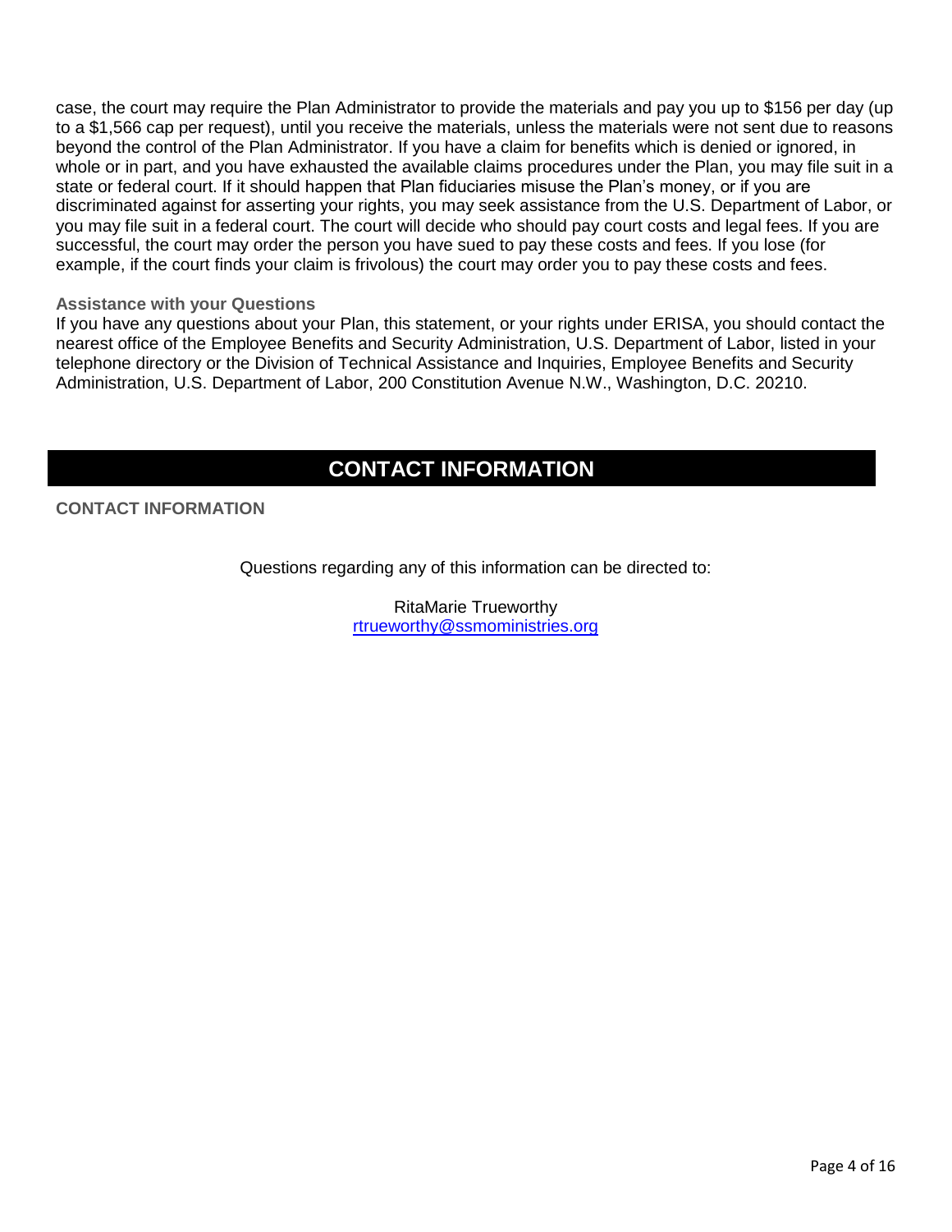case, the court may require the Plan Administrator to provide the materials and pay you up to $156 per day (up to a $1,566 cap per request), until you receive the materials, unless the materials were not sent due to reasons beyond the control of the Plan Administrator. If you have a claim for benefits which is denied or ignored, in whole or in part, and you have exhausted the available claims procedures under the Plan, you may file suit in a state or federal court. If it should happen that Plan fiduciaries misuse the Plan's money, or if you are discriminated against for asserting your rights, you may seek assistance from the U.S. Department of Labor, or you may file suit in a federal court. The court will decide who should pay court costs and legal fees. If you are successful, the court may order the person you have sued to pay these costs and fees. If you lose (for example, if the court finds your claim is frivolous) the court may order you to pay these costs and fees.

### Assistance with your Questions

If you have any questions about your Plan, this statement, or your rights under ERISA, you should contact the nearest office of the Employee Benefits and Security Administration, U.S. Department of Labor, listed in your telephone directory or the Division of Technical Assistance and Inquiries, Employee Benefits and Security Administration, U.S. Department of Labor, 200 Constitution Avenue N.W., Washington, D.C. 20210.

# CONTACT INFORMATION

### CONTACT INFORMATION

Questions regarding any of this information can be directed to:

RitaMarie Trueworthy
rtrueworthy@ssmoministries.org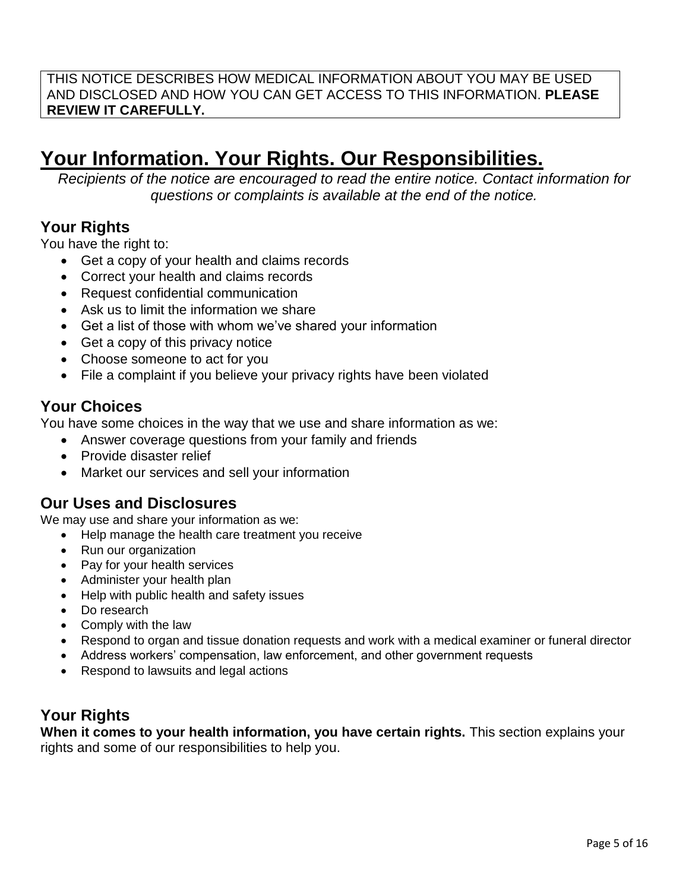THIS NOTICE DESCRIBES HOW MEDICAL INFORMATION ABOUT YOU MAY BE USED AND DISCLOSED AND HOW YOU CAN GET ACCESS TO THIS INFORMATION. **PLEASE REVIEW IT CAREFULLY.**

# Your Information. Your Rights. Our Responsibilities.

*Recipients of the notice are encouraged to read the entire notice. Contact information for questions or complaints is available at the end of the notice.*

## Your Rights

You have the right to:

- Get a copy of your health and claims records
- Correct your health and claims records
- Request confidential communication
- Ask us to limit the information we share
- Get a list of those with whom we've shared your information
- Get a copy of this privacy notice
- Choose someone to act for you
- File a complaint if you believe your privacy rights have been violated

## Your Choices

You have some choices in the way that we use and share information as we:

- Answer coverage questions from your family and friends
- Provide disaster relief
- Market our services and sell your information

## Our Uses and Disclosures

We may use and share your information as we:

- Help manage the health care treatment you receive
- Run our organization
- Pay for your health services
- Administer your health plan
- Help with public health and safety issues
- Do research
- Comply with the law
- Respond to organ and tissue donation requests and work with a medical examiner or funeral director
- Address workers' compensation, law enforcement, and other government requests
- Respond to lawsuits and legal actions

## Your Rights

**When it comes to your health information, you have certain rights.** This section explains your rights and some of our responsibilities to help you.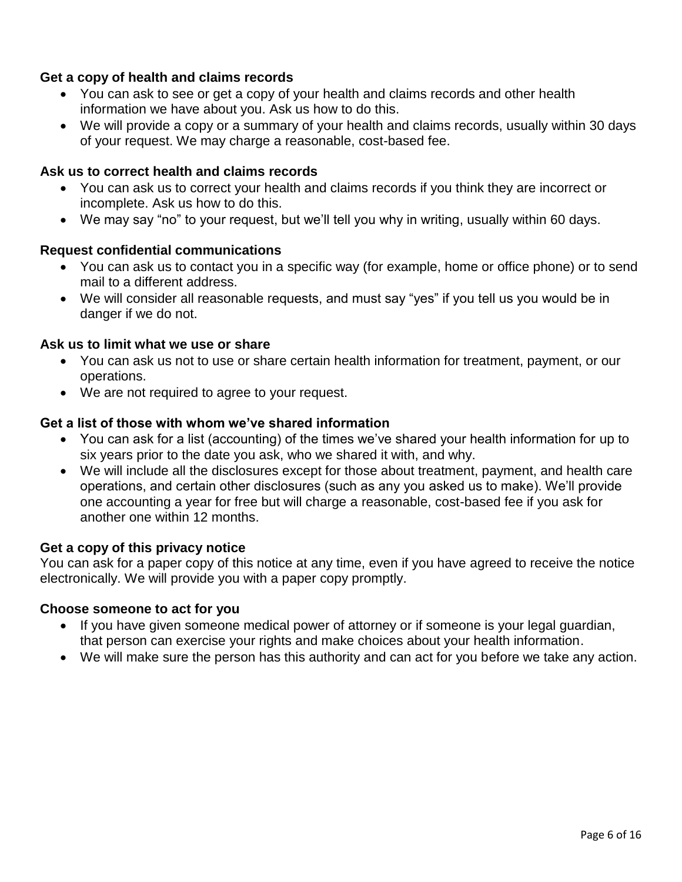**Get a copy of health and claims records**

- You can ask to see or get a copy of your health and claims records and other health information we have about you. Ask us how to do this.
- We will provide a copy or a summary of your health and claims records, usually within 30 days of your request. We may charge a reasonable, cost-based fee.

**Ask us to correct health and claims records**

- You can ask us to correct your health and claims records if you think they are incorrect or incomplete. Ask us how to do this.
- We may say "no" to your request, but we'll tell you why in writing, usually within 60 days.

**Request confidential communications**

- You can ask us to contact you in a specific way (for example, home or office phone) or to send mail to a different address.
- We will consider all reasonable requests, and must say "yes" if you tell us you would be in danger if we do not.

**Ask us to limit what we use or share**

- You can ask us not to use or share certain health information for treatment, payment, or our operations.
- We are not required to agree to your request.

**Get a list of those with whom we've shared information**

- You can ask for a list (accounting) of the times we've shared your health information for up to six years prior to the date you ask, who we shared it with, and why.
- We will include all the disclosures except for those about treatment, payment, and health care operations, and certain other disclosures (such as any you asked us to make). We'll provide one accounting a year for free but will charge a reasonable, cost-based fee if you ask for another one within 12 months.

**Get a copy of this privacy notice**

You can ask for a paper copy of this notice at any time, even if you have agreed to receive the notice electronically. We will provide you with a paper copy promptly.

**Choose someone to act for you**

- If you have given someone medical power of attorney or if someone is your legal guardian, that person can exercise your rights and make choices about your health information.
- We will make sure the person has this authority and can act for you before we take any action.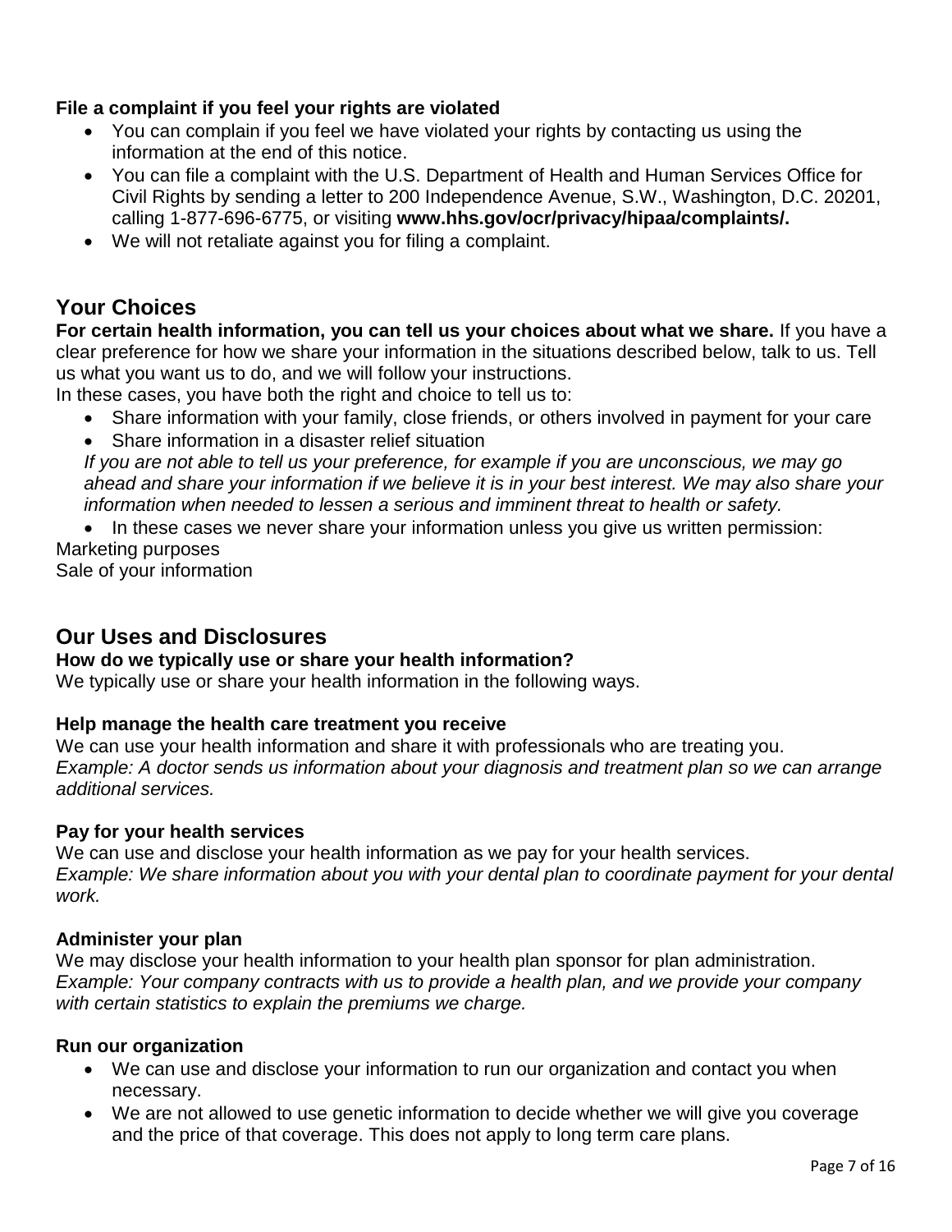**File a complaint if you feel your rights are violated**

- You can complain if you feel we have violated your rights by contacting us using the information at the end of this notice.
- You can file a complaint with the U.S. Department of Health and Human Services Office for Civil Rights by sending a letter to 200 Independence Avenue, S.W., Washington, D.C. 20201, calling 1-877-696-6775, or visiting **www.hhs.gov/ocr/privacy/hipaa/complaints/.**
- We will not retaliate against you for filing a complaint.

## Your Choices

**For certain health information, you can tell us your choices about what we share.** If you have a clear preference for how we share your information in the situations described below, talk to us. Tell us what you want us to do, and we will follow your instructions.

In these cases, you have both the right and choice to tell us to:

- Share information with your family, close friends, or others involved in payment for your care
- Share information in a disaster relief situation

*If you are not able to tell us your preference, for example if you are unconscious, we may go ahead and share your information if we believe it is in your best interest. We may also share your information when needed to lessen a serious and imminent threat to health or safety.*

- In these cases we never share your information unless you give us written permission:

Marketing purposes

Sale of your information

## Our Uses and Disclosures

**How do we typically use or share your health information?**

We typically use or share your health information in the following ways.

**Help manage the health care treatment you receive**

We can use your health information and share it with professionals who are treating you.
*Example: A doctor sends us information about your diagnosis and treatment plan so we can arrange additional services.*

**Pay for your health services**

We can use and disclose your health information as we pay for your health services.
*Example: We share information about you with your dental plan to coordinate payment for your dental work.*

**Administer your plan**

We may disclose your health information to your health plan sponsor for plan administration.
*Example: Your company contracts with us to provide a health plan, and we provide your company with certain statistics to explain the premiums we charge.*

**Run our organization**

- We can use and disclose your information to run our organization and contact you when necessary.
- We are not allowed to use genetic information to decide whether we will give you coverage and the price of that coverage. This does not apply to long term care plans.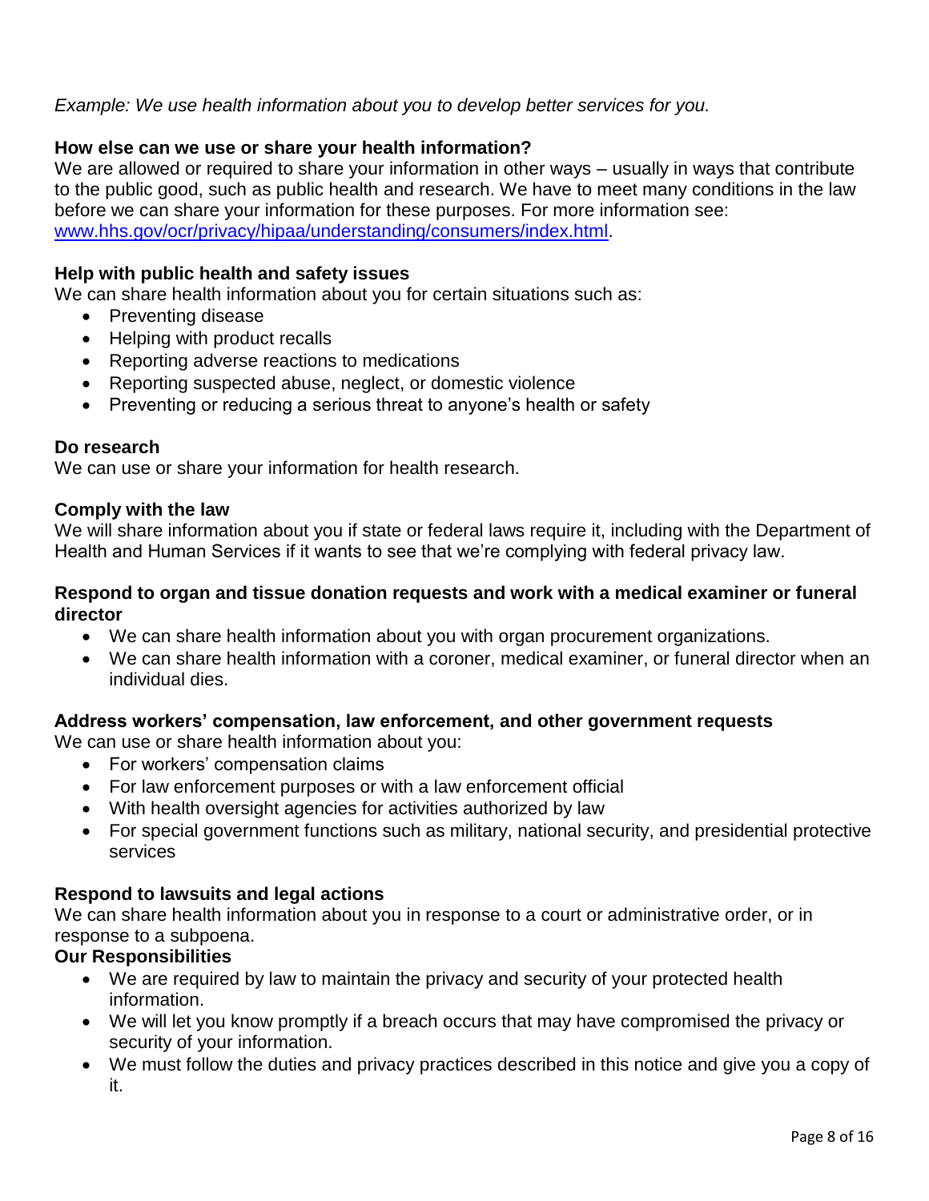*Example: We use health information about you to develop better services for you.*

**How else can we use or share your health information?**
We are allowed or required to share your information in other ways – usually in ways that contribute to the public good, such as public health and research. We have to meet many conditions in the law before we can share your information for these purposes. For more information see: [www.hhs.gov/ocr/privacy/hipaa/understanding/consumers/index.html](http://www.hhs.gov/ocr/privacy/hipaa/understanding/consumers/index.html).

**Help with public health and safety issues**
We can share health information about you for certain situations such as:

- Preventing disease
- Helping with product recalls
- Reporting adverse reactions to medications
- Reporting suspected abuse, neglect, or domestic violence
- Preventing or reducing a serious threat to anyone's health or safety

**Do research**
We can use or share your information for health research.

**Comply with the law**
We will share information about you if state or federal laws require it, including with the Department of Health and Human Services if it wants to see that we're complying with federal privacy law.

**Respond to organ and tissue donation requests and work with a medical examiner or funeral director**

- We can share health information about you with organ procurement organizations.
- We can share health information with a coroner, medical examiner, or funeral director when an individual dies.

**Address workers' compensation, law enforcement, and other government requests**
We can use or share health information about you:

- For workers' compensation claims
- For law enforcement purposes or with a law enforcement official
- With health oversight agencies for activities authorized by law
- For special government functions such as military, national security, and presidential protective services

**Respond to lawsuits and legal actions**
We can share health information about you in response to a court or administrative order, or in response to a subpoena.

**Our Responsibilities**

- We are required by law to maintain the privacy and security of your protected health information.
- We will let you know promptly if a breach occurs that may have compromised the privacy or security of your information.
- We must follow the duties and privacy practices described in this notice and give you a copy of it.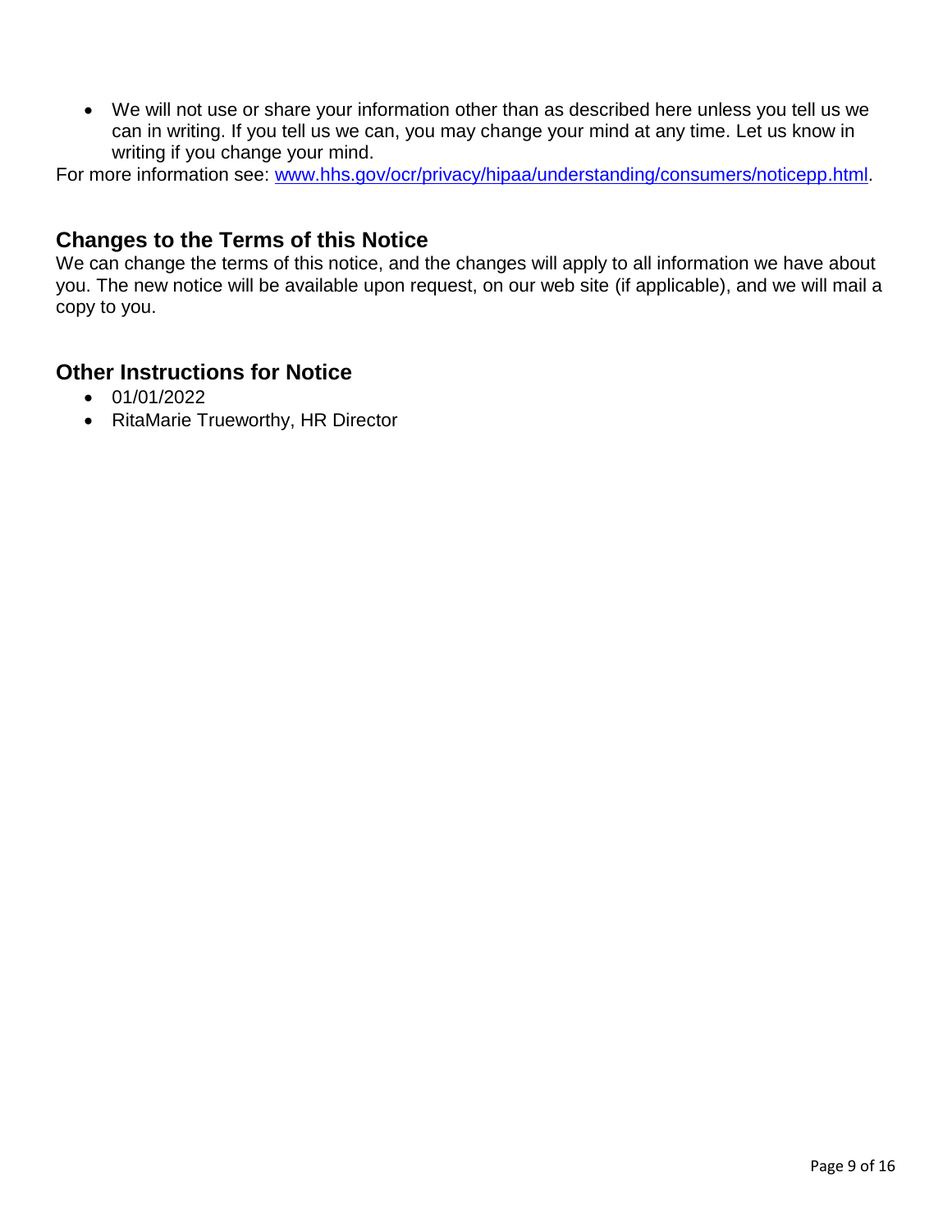- We will not use or share your information other than as described here unless you tell us we can in writing. If you tell us we can, you may change your mind at any time. Let us know in writing if you change your mind.

For more information see: [www.hhs.gov/ocr/privacy/hipaa/understanding/consumers/noticepp.html](www.hhs.gov/ocr/privacy/hipaa/understanding/consumers/noticepp.html).

## Changes to the Terms of this Notice

We can change the terms of this notice, and the changes will apply to all information we have about you. The new notice will be available upon request, on our web site (if applicable), and we will mail a copy to you.

## Other Instructions for Notice

- 01/01/2022
- RitaMarie Trueworthy, HR Director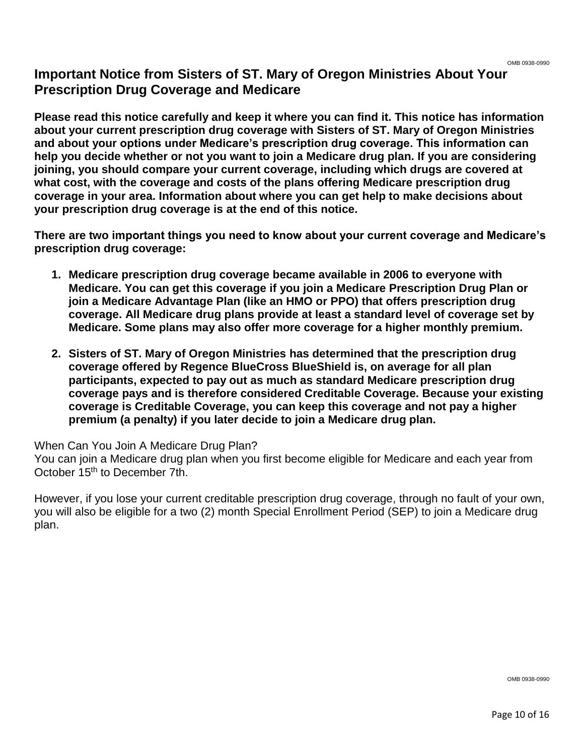## Important Notice from Sisters of ST. Mary of Oregon Ministries About Your Prescription Drug Coverage and Medicare

**Please read this notice carefully and keep it where you can find it. This notice has information about your current prescription drug coverage with Sisters of ST. Mary of Oregon Ministries and about your options under Medicare's prescription drug coverage. This information can help you decide whether or not you want to join a Medicare drug plan. If you are considering joining, you should compare your current coverage, including which drugs are covered at what cost, with the coverage and costs of the plans offering Medicare prescription drug coverage in your area. Information about where you can get help to make decisions about your prescription drug coverage is at the end of this notice.**

**There are two important things you need to know about your current coverage and Medicare's prescription drug coverage:**

1. **Medicare prescription drug coverage became available in 2006 to everyone with Medicare. You can get this coverage if you join a Medicare Prescription Drug Plan or join a Medicare Advantage Plan (like an HMO or PPO) that offers prescription drug coverage. All Medicare drug plans provide at least a standard level of coverage set by Medicare. Some plans may also offer more coverage for a higher monthly premium.**

2. **Sisters of ST. Mary of Oregon Ministries has determined that the prescription drug coverage offered by Regence BlueCross BlueShield is, on average for all plan participants, expected to pay out as much as standard Medicare prescription drug coverage pays and is therefore considered Creditable Coverage. Because your existing coverage is Creditable Coverage, you can keep this coverage and not pay a higher premium (a penalty) if you later decide to join a Medicare drug plan.**

When Can You Join A Medicare Drug Plan?
You can join a Medicare drug plan when you first become eligible for Medicare and each year from October 15th to December 7th.

However, if you lose your current creditable prescription drug coverage, through no fault of your own, you will also be eligible for a two (2) month Special Enrollment Period (SEP) to join a Medicare drug plan.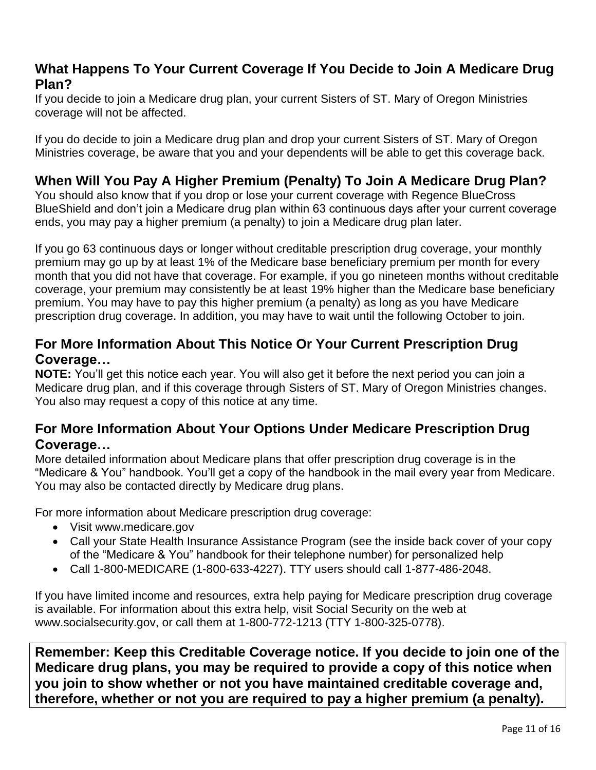## What Happens To Your Current Coverage If You Decide to Join A Medicare Drug Plan?

If you decide to join a Medicare drug plan, your current Sisters of ST. Mary of Oregon Ministries coverage will not be affected.

If you do decide to join a Medicare drug plan and drop your current Sisters of ST. Mary of Oregon Ministries coverage, be aware that you and your dependents will be able to get this coverage back.

## When Will You Pay A Higher Premium (Penalty) To Join A Medicare Drug Plan?

You should also know that if you drop or lose your current coverage with Regence BlueCross BlueShield and don't join a Medicare drug plan within 63 continuous days after your current coverage ends, you may pay a higher premium (a penalty) to join a Medicare drug plan later.

If you go 63 continuous days or longer without creditable prescription drug coverage, your monthly premium may go up by at least 1% of the Medicare base beneficiary premium per month for every month that you did not have that coverage. For example, if you go nineteen months without creditable coverage, your premium may consistently be at least 19% higher than the Medicare base beneficiary premium. You may have to pay this higher premium (a penalty) as long as you have Medicare prescription drug coverage. In addition, you may have to wait until the following October to join.

## For More Information About This Notice Or Your Current Prescription Drug Coverage…

**NOTE:** You'll get this notice each year. You will also get it before the next period you can join a Medicare drug plan, and if this coverage through Sisters of ST. Mary of Oregon Ministries changes. You also may request a copy of this notice at any time.

## For More Information About Your Options Under Medicare Prescription Drug Coverage…

More detailed information about Medicare plans that offer prescription drug coverage is in the "Medicare & You" handbook. You'll get a copy of the handbook in the mail every year from Medicare. You may also be contacted directly by Medicare drug plans.

For more information about Medicare prescription drug coverage:

- Visit www.medicare.gov
- Call your State Health Insurance Assistance Program (see the inside back cover of your copy of the "Medicare & You" handbook for their telephone number) for personalized help
- Call 1-800-MEDICARE (1-800-633-4227). TTY users should call 1-877-486-2048.

If you have limited income and resources, extra help paying for Medicare prescription drug coverage is available. For information about this extra help, visit Social Security on the web at www.socialsecurity.gov, or call them at 1-800-772-1213 (TTY 1-800-325-0778).

**Remember: Keep this Creditable Coverage notice. If you decide to join one of the Medicare drug plans, you may be required to provide a copy of this notice when you join to show whether or not you have maintained creditable coverage and, therefore, whether or not you are required to pay a higher premium (a penalty).**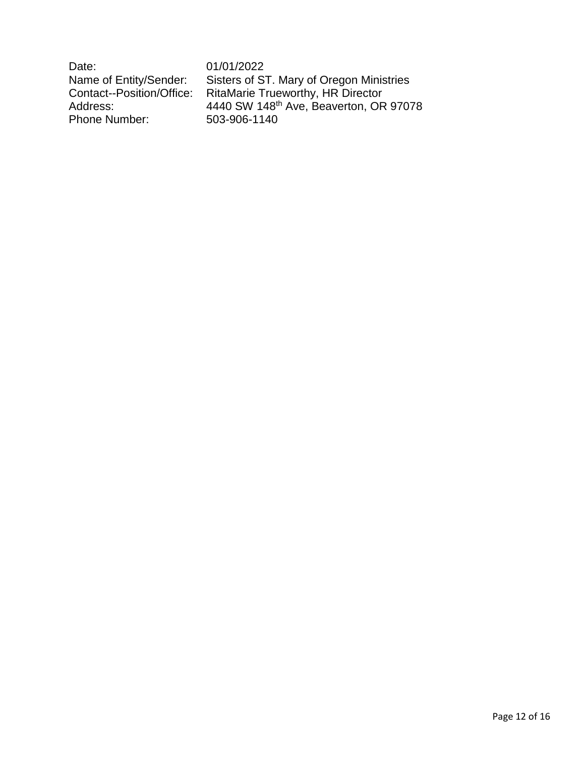Date: 01/01/2022
Name of Entity/Sender: Sisters of ST. Mary of Oregon Ministries
Contact--Position/Office: RitaMarie Trueworthy, HR Director
Address: 4440 SW 148th Ave, Beaverton, OR 97078
Phone Number: 503-906-1140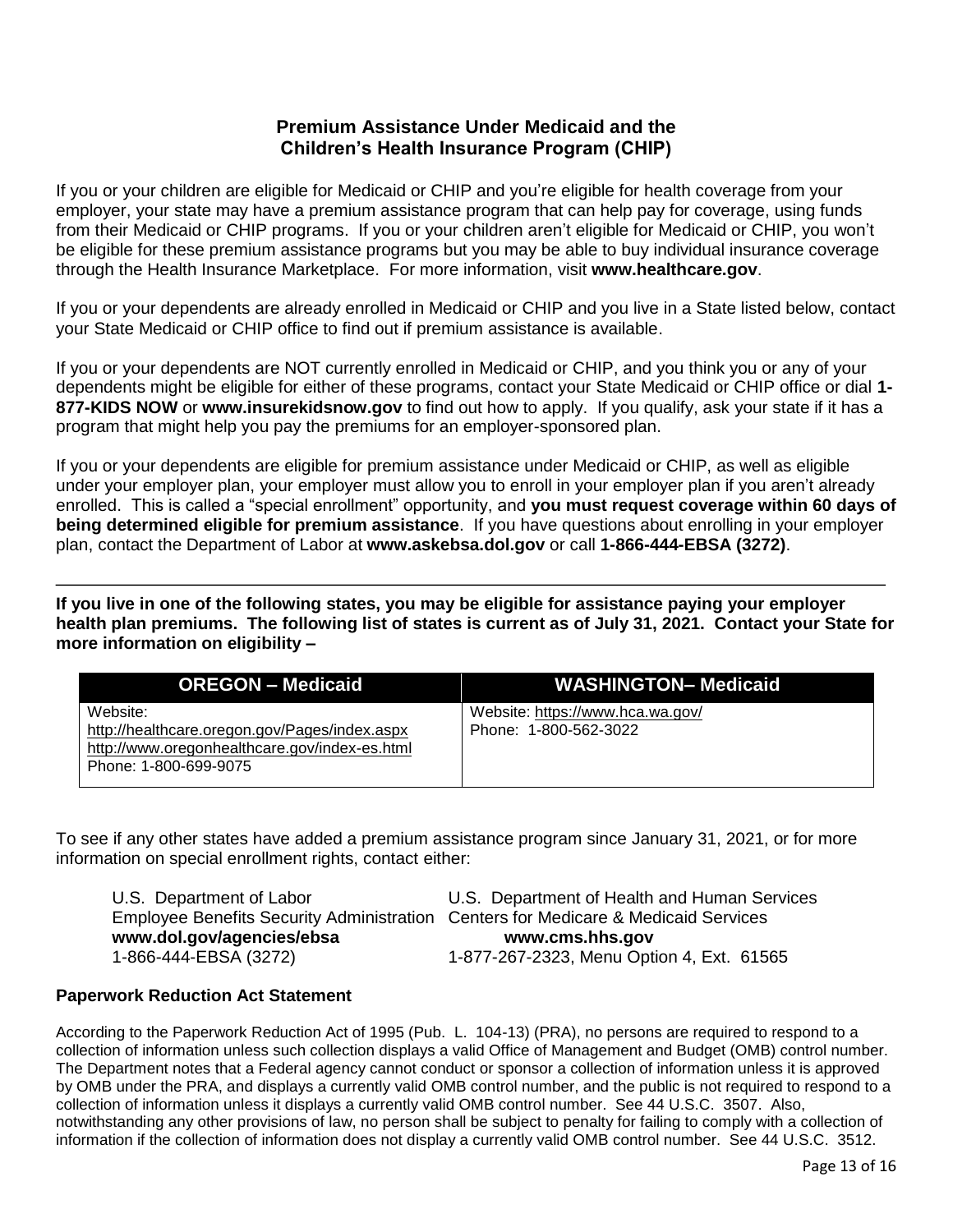## Premium Assistance Under Medicaid and the Children's Health Insurance Program (CHIP)

If you or your children are eligible for Medicaid or CHIP and you're eligible for health coverage from your employer, your state may have a premium assistance program that can help pay for coverage, using funds from their Medicaid or CHIP programs. If you or your children aren't eligible for Medicaid or CHIP, you won't be eligible for these premium assistance programs but you may be able to buy individual insurance coverage through the Health Insurance Marketplace. For more information, visit **www.healthcare.gov**.

If you or your dependents are already enrolled in Medicaid or CHIP and you live in a State listed below, contact your State Medicaid or CHIP office to find out if premium assistance is available.

If you or your dependents are NOT currently enrolled in Medicaid or CHIP, and you think you or any of your dependents might be eligible for either of these programs, contact your State Medicaid or CHIP office or dial **1-877-KIDS NOW** or **www.insurekidsnow.gov** to find out how to apply. If you qualify, ask your state if it has a program that might help you pay the premiums for an employer-sponsored plan.

If you or your dependents are eligible for premium assistance under Medicaid or CHIP, as well as eligible under your employer plan, your employer must allow you to enroll in your employer plan if you aren't already enrolled. This is called a "special enrollment" opportunity, and **you must request coverage within 60 days of being determined eligible for premium assistance**. If you have questions about enrolling in your employer plan, contact the Department of Labor at **www.askebsa.dol.gov** or call **1-866-444-EBSA (3272)**.

---

**If you live in one of the following states, you may be eligible for assistance paying your employer health plan premiums. The following list of states is current as of July 31, 2021. Contact your State for more information on eligibility –**

| OREGON – Medicaid | WASHINGTON– Medicaid |
|---|---|
| Website:<br>http://healthcare.oregon.gov/Pages/index.aspx<br>http://www.oregonhealthcare.gov/index-es.html<br>Phone: 1-800-699-9075 | Website: https://www.hca.wa.gov/<br>Phone: 1-800-562-3022 |

To see if any other states have added a premium assistance program since January 31, 2021, or for more information on special enrollment rights, contact either:

U.S. Department of Labor
Employee Benefits Security Administration
**www.dol.gov/agencies/ebsa**
1-866-444-EBSA (3272)

U.S. Department of Health and Human Services
Centers for Medicare & Medicaid Services
**www.cms.hhs.gov**
1-877-267-2323, Menu Option 4, Ext. 61565

### Paperwork Reduction Act Statement

According to the Paperwork Reduction Act of 1995 (Pub. L. 104-13) (PRA), no persons are required to respond to a collection of information unless such collection displays a valid Office of Management and Budget (OMB) control number. The Department notes that a Federal agency cannot conduct or sponsor a collection of information unless it is approved by OMB under the PRA, and displays a currently valid OMB control number, and the public is not required to respond to a collection of information unless it displays a currently valid OMB control number. See 44 U.S.C. 3507. Also, notwithstanding any other provisions of law, no person shall be subject to penalty for failing to comply with a collection of information if the collection of information does not display a currently valid OMB control number. See 44 U.S.C. 3512.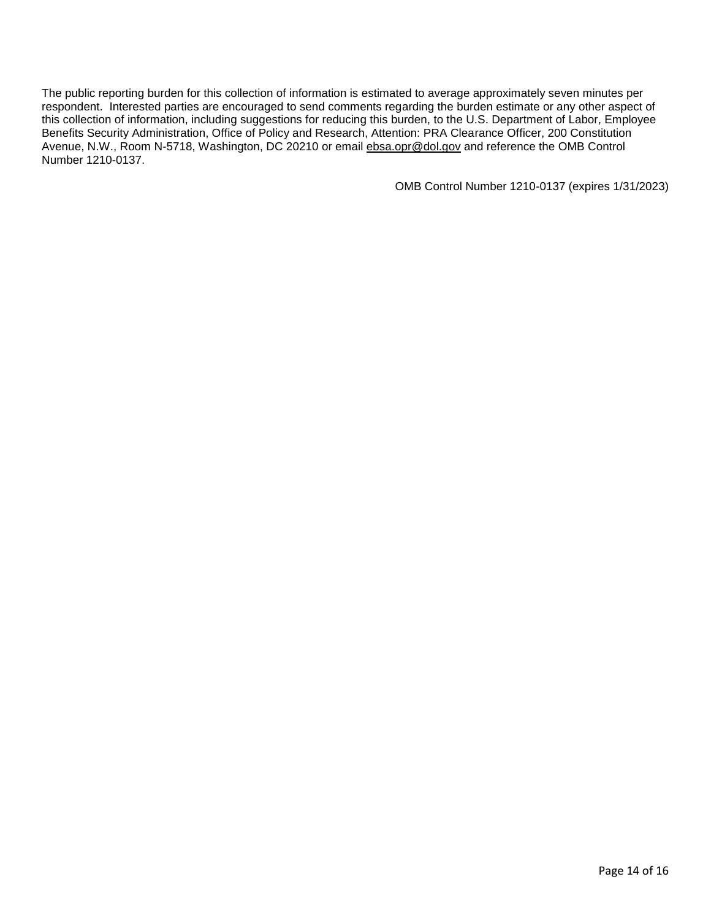The public reporting burden for this collection of information is estimated to average approximately seven minutes per respondent. Interested parties are encouraged to send comments regarding the burden estimate or any other aspect of this collection of information, including suggestions for reducing this burden, to the U.S. Department of Labor, Employee Benefits Security Administration, Office of Policy and Research, Attention: PRA Clearance Officer, 200 Constitution Avenue, N.W., Room N-5718, Washington, DC 20210 or email ebsa.opr@dol.gov and reference the OMB Control Number 1210-0137.

OMB Control Number 1210-0137 (expires 1/31/2023)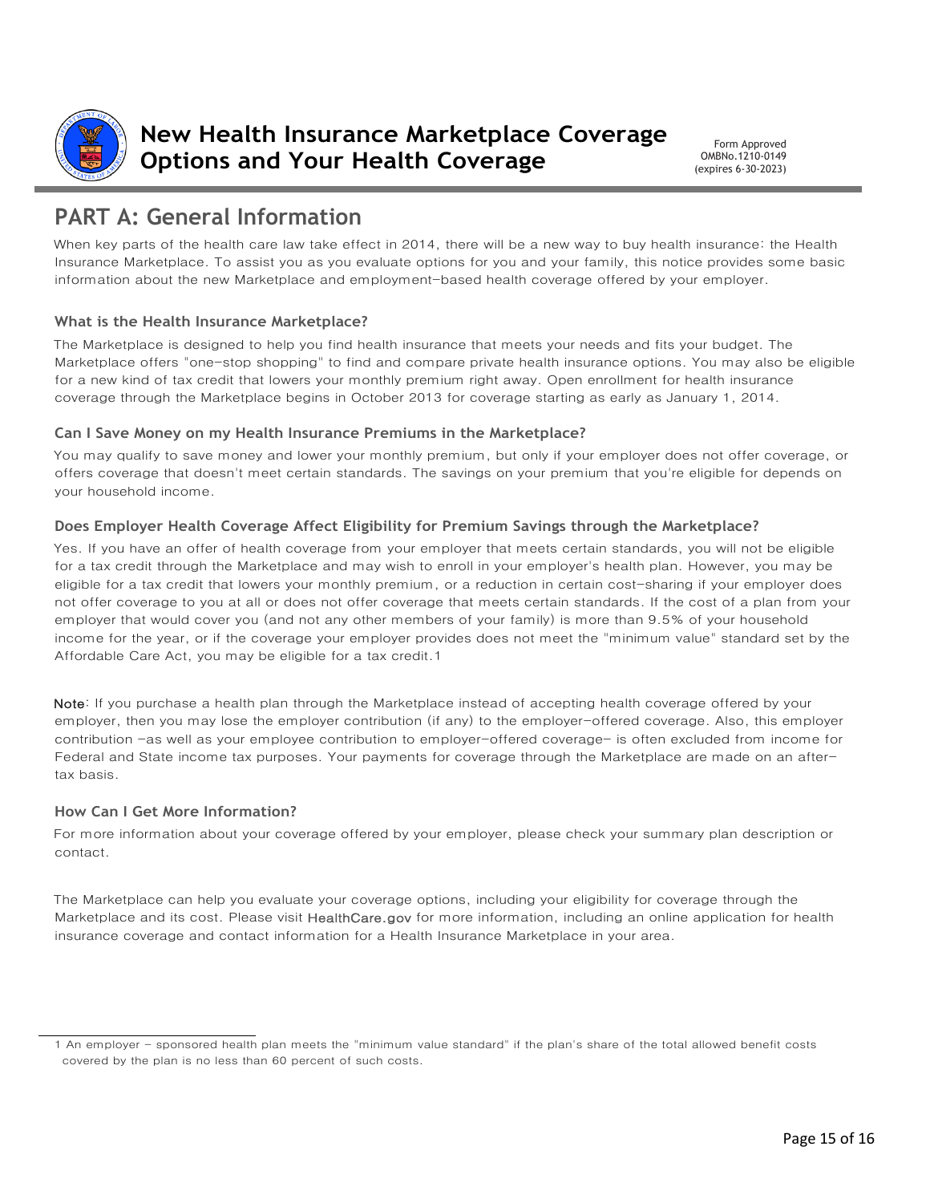# New Health Insurance Marketplace Coverage Options and Your Health Coverage

Form Approved
OMBNo.1210-0149
(expires 6-30-2023)

## PART A: General Information

When key parts of the health care law take effect in 2014, there will be a new way to buy health insurance: the Health Insurance Marketplace. To assist you as you evaluate options for you and your family, this notice provides some basic information about the new Marketplace and employment-based health coverage offered by your employer.

### What is the Health Insurance Marketplace?

The Marketplace is designed to help you find health insurance that meets your needs and fits your budget. The Marketplace offers "one-stop shopping" to find and compare private health insurance options. You may also be eligible for a new kind of tax credit that lowers your monthly premium right away. Open enrollment for health insurance coverage through the Marketplace begins in October 2013 for coverage starting as early as January 1, 2014.

### Can I Save Money on my Health Insurance Premiums in the Marketplace?

You may qualify to save money and lower your monthly premium, but only if your employer does not offer coverage, or offers coverage that doesn't meet certain standards. The savings on your premium that you're eligible for depends on your household income.

### Does Employer Health Coverage Affect Eligibility for Premium Savings through the Marketplace?

Yes. If you have an offer of health coverage from your employer that meets certain standards, you will not be eligible for a tax credit through the Marketplace and may wish to enroll in your employer's health plan. However, you may be eligible for a tax credit that lowers your monthly premium, or a reduction in certain cost-sharing if your employer does not offer coverage to you at all or does not offer coverage that meets certain standards. If the cost of a plan from your employer that would cover you (and not any other members of your family) is more than 9.5% of your household income for the year, or if the coverage your employer provides does not meet the "minimum value" standard set by the Affordable Care Act, you may be eligible for a tax credit.[1]

**Note**: If you purchase a health plan through the Marketplace instead of accepting health coverage offered by your employer, then you may lose the employer contribution (if any) to the employer-offered coverage. Also, this employer contribution -as well as your employee contribution to employer-offered coverage- is often excluded from income for Federal and State income tax purposes. Your payments for coverage through the Marketplace are made on an after-tax basis.

### How Can I Get More Information?

For more information about your coverage offered by your employer, please check your summary plan description or contact.

The Marketplace can help you evaluate your coverage options, including your eligibility for coverage through the Marketplace and its cost. Please visit HealthCare.gov for more information, including an online application for health insurance coverage and contact information for a Health Insurance Marketplace in your area.

---

1 An employer - sponsored health plan meets the "minimum value standard" if the plan's share of the total allowed benefit costs covered by the plan is no less than 60 percent of such costs.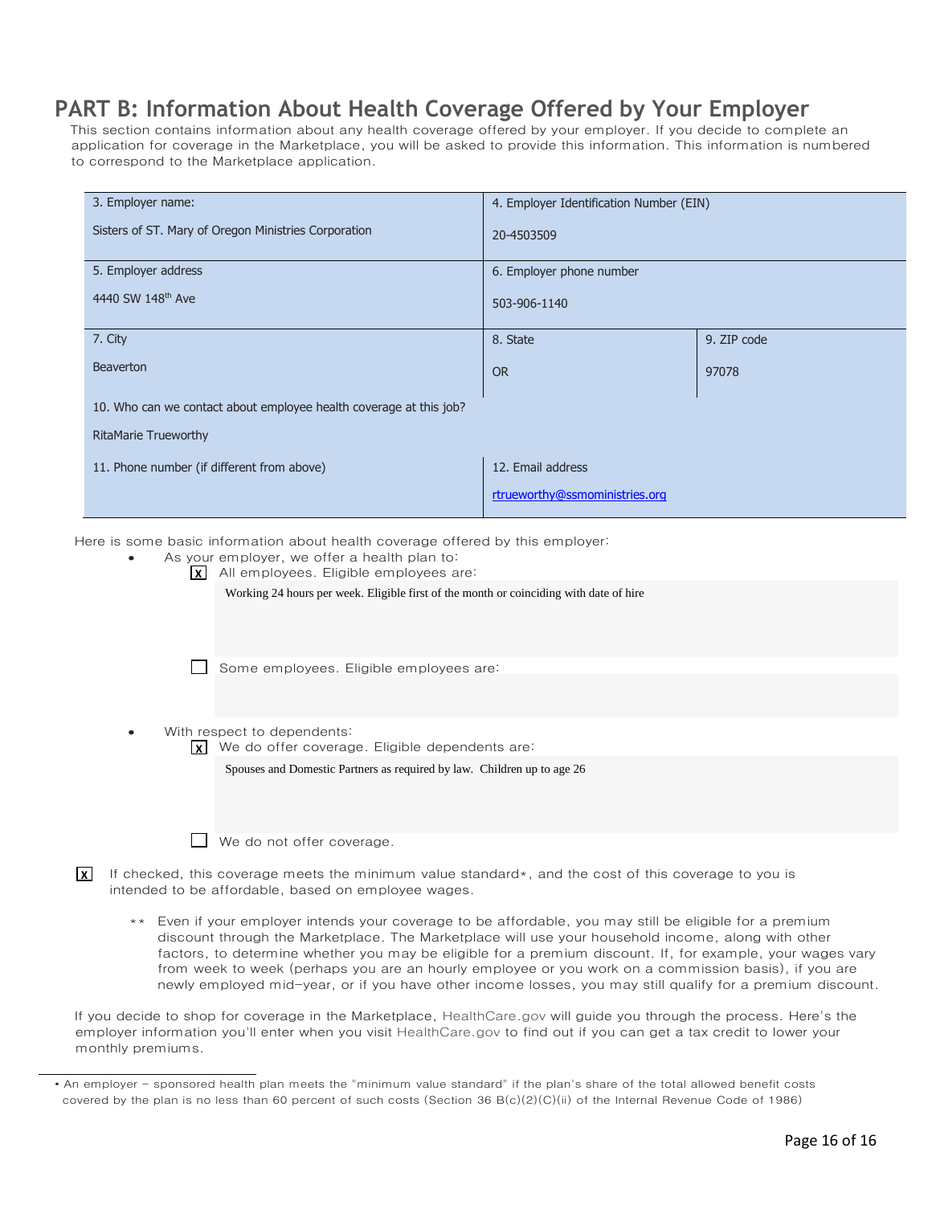## PART B: Information About Health Coverage Offered by Your Employer

This section contains information about any health coverage offered by your employer. If you decide to complete an application for coverage in the Marketplace, you will be asked to provide this information. This information is numbered to correspond to the Marketplace application.

| | | |
|---|---|---|
| 3. Employer name:<br>Sisters of ST. Mary of Oregon Ministries Corporation | 4. Employer Identification Number (EIN)<br>20-4503509 | |
| 5. Employer address<br>4440 SW 148th Ave | 6. Employer phone number<br>503-906-1140 | |
| 7. City<br>Beaverton | 8. State<br>OR | 9. ZIP code<br>97078 |
| 10. Who can we contact about employee health coverage at this job?<br>RitaMarie Trueworthy | | |
| 11. Phone number (if different from above) | 12. Email address<br>rtrueworthy@ssmoministries.org | |

Here is some basic information about health coverage offered by this employer:

- As your employer, we offer a health plan to:
  - [X] All employees. Eligible employees are:

    Working 24 hours per week. Eligible first of the month or coinciding with date of hire

  - [ ] Some employees. Eligible employees are:

- With respect to dependents:
  - [X] We do offer coverage. Eligible dependents are:

    Spouses and Domestic Partners as required by law. Children up to age 26

  - [ ] We do not offer coverage.

[X] If checked, this coverage meets the minimum value standard*, and the cost of this coverage to you is intended to be affordable, based on employee wages.

** Even if your employer intends your coverage to be affordable, you may still be eligible for a premium discount through the Marketplace. The Marketplace will use your household income, along with other factors, to determine whether you may be eligible for a premium discount. If, for example, your wages vary from week to week (perhaps you are an hourly employee or you work on a commission basis), if you are newly employed mid-year, or if you have other income losses, you may still qualify for a premium discount.

If you decide to shop for coverage in the Marketplace, HealthCare.gov will guide you through the process. Here's the employer information you'll enter when you visit HealthCare.gov to find out if you can get a tax credit to lower your monthly premiums.

• An employer – sponsored health plan meets the "minimum value standard" if the plan's share of the total allowed benefit costs covered by the plan is no less than 60 percent of such costs (Section 36 B(c)(2)(C)(ii) of the Internal Revenue Code of 1986)